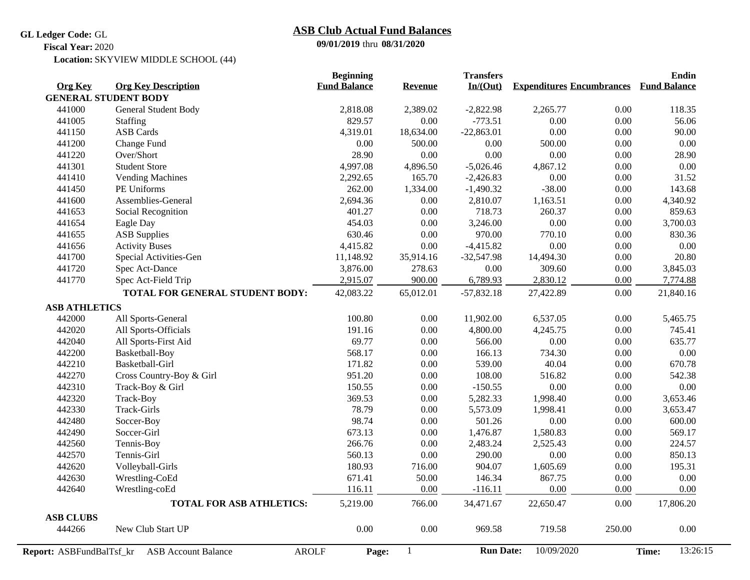**GL Ledger Code:** GL

**Fiscal Year:** 2020

**Location:** SKYVIEW MIDDLE SCHOOL (44)

# ASB Club Actual Fund Balances

**09/01/2019** thru **08/31/2020**

| Org Key | Org Key Description | Beginning Fund Balance | Revenue | Transfers In/(Out) | Expenditures | Encumbrances | Ending Fund Balance |
|---|---|---|---|---|---|---|---|
| **GENERAL STUDENT BODY** | | | | | | | |
| 441000 | General Student Body | 2,818.08 | 2,389.02 | -2,822.98 | 2,265.77 | 0.00 | 118.35 |
| 441005 | Staffing | 829.57 | 0.00 | -773.51 | 0.00 | 0.00 | 56.06 |
| 441150 | ASB Cards | 4,319.01 | 18,634.00 | -22,863.01 | 0.00 | 0.00 | 90.00 |
| 441200 | Change Fund | 0.00 | 500.00 | 0.00 | 500.00 | 0.00 | 0.00 |
| 441220 | Over/Short | 28.90 | 0.00 | 0.00 | 0.00 | 0.00 | 28.90 |
| 441301 | Student Store | 4,997.08 | 4,896.50 | -5,026.46 | 4,867.12 | 0.00 | 0.00 |
| 441410 | Vending Machines | 2,292.65 | 165.70 | -2,426.83 | 0.00 | 0.00 | 31.52 |
| 441450 | PE Uniforms | 262.00 | 1,334.00 | -1,490.32 | -38.00 | 0.00 | 143.68 |
| 441600 | Assemblies-General | 2,694.36 | 0.00 | 2,810.07 | 1,163.51 | 0.00 | 4,340.92 |
| 441653 | Social Recognition | 401.27 | 0.00 | 718.73 | 260.37 | 0.00 | 859.63 |
| 441654 | Eagle Day | 454.03 | 0.00 | 3,246.00 | 0.00 | 0.00 | 3,700.03 |
| 441655 | ASB Supplies | 630.46 | 0.00 | 970.00 | 770.10 | 0.00 | 830.36 |
| 441656 | Activity Buses | 4,415.82 | 0.00 | -4,415.82 | 0.00 | 0.00 | 0.00 |
| 441700 | Special Activities-Gen | 11,148.92 | 35,914.16 | -32,547.98 | 14,494.30 | 0.00 | 20.80 |
| 441720 | Spec Act-Dance | 3,876.00 | 278.63 | 0.00 | 309.60 | 0.00 | 3,845.03 |
| 441770 | Spec Act-Field Trip | 2,915.07 | 900.00 | 6,789.93 | 2,830.12 | 0.00 | 7,774.88 |
| | **TOTAL FOR GENERAL STUDENT BODY:** | 42,083.22 | 65,012.01 | -57,832.18 | 27,422.89 | 0.00 | 21,840.16 |
| **ASB ATHLETICS** | | | | | | | |
| 442000 | All Sports-General | 100.80 | 0.00 | 11,902.00 | 6,537.05 | 0.00 | 5,465.75 |
| 442020 | All Sports-Officials | 191.16 | 0.00 | 4,800.00 | 4,245.75 | 0.00 | 745.41 |
| 442040 | All Sports-First Aid | 69.77 | 0.00 | 566.00 | 0.00 | 0.00 | 635.77 |
| 442200 | Basketball-Boy | 568.17 | 0.00 | 166.13 | 734.30 | 0.00 | 0.00 |
| 442210 | Basketball-Girl | 171.82 | 0.00 | 539.00 | 40.04 | 0.00 | 670.78 |
| 442270 | Cross Country-Boy & Girl | 951.20 | 0.00 | 108.00 | 516.82 | 0.00 | 542.38 |
| 442310 | Track-Boy & Girl | 150.55 | 0.00 | -150.55 | 0.00 | 0.00 | 0.00 |
| 442320 | Track-Boy | 369.53 | 0.00 | 5,282.33 | 1,998.40 | 0.00 | 3,653.46 |
| 442330 | Track-Girls | 78.79 | 0.00 | 5,573.09 | 1,998.41 | 0.00 | 3,653.47 |
| 442480 | Soccer-Boy | 98.74 | 0.00 | 501.26 | 0.00 | 0.00 | 600.00 |
| 442490 | Soccer-Girl | 673.13 | 0.00 | 1,476.87 | 1,580.83 | 0.00 | 569.17 |
| 442560 | Tennis-Boy | 266.76 | 0.00 | 2,483.24 | 2,525.43 | 0.00 | 224.57 |
| 442570 | Tennis-Girl | 560.13 | 0.00 | 290.00 | 0.00 | 0.00 | 850.13 |
| 442620 | Volleyball-Girls | 180.93 | 716.00 | 904.07 | 1,605.69 | 0.00 | 195.31 |
| 442630 | Wrestling-CoEd | 671.41 | 50.00 | 146.34 | 867.75 | 0.00 | 0.00 |
| 442640 | Wrestling-coEd | 116.11 | 0.00 | -116.11 | 0.00 | 0.00 | 0.00 |
| | **TOTAL FOR ASB ATHLETICS:** | 5,219.00 | 766.00 | 34,471.67 | 22,650.47 | 0.00 | 17,806.20 |
| **ASB CLUBS** | | | | | | | |
| 444266 | New Club Start UP | 0.00 | 0.00 | 969.58 | 719.58 | 250.00 | 0.00 |

**Report:** ASBFundBalTsf_kr ASB Account Balance AROLF **Run Date:** 10/09/2020 **Time:** 13:26:15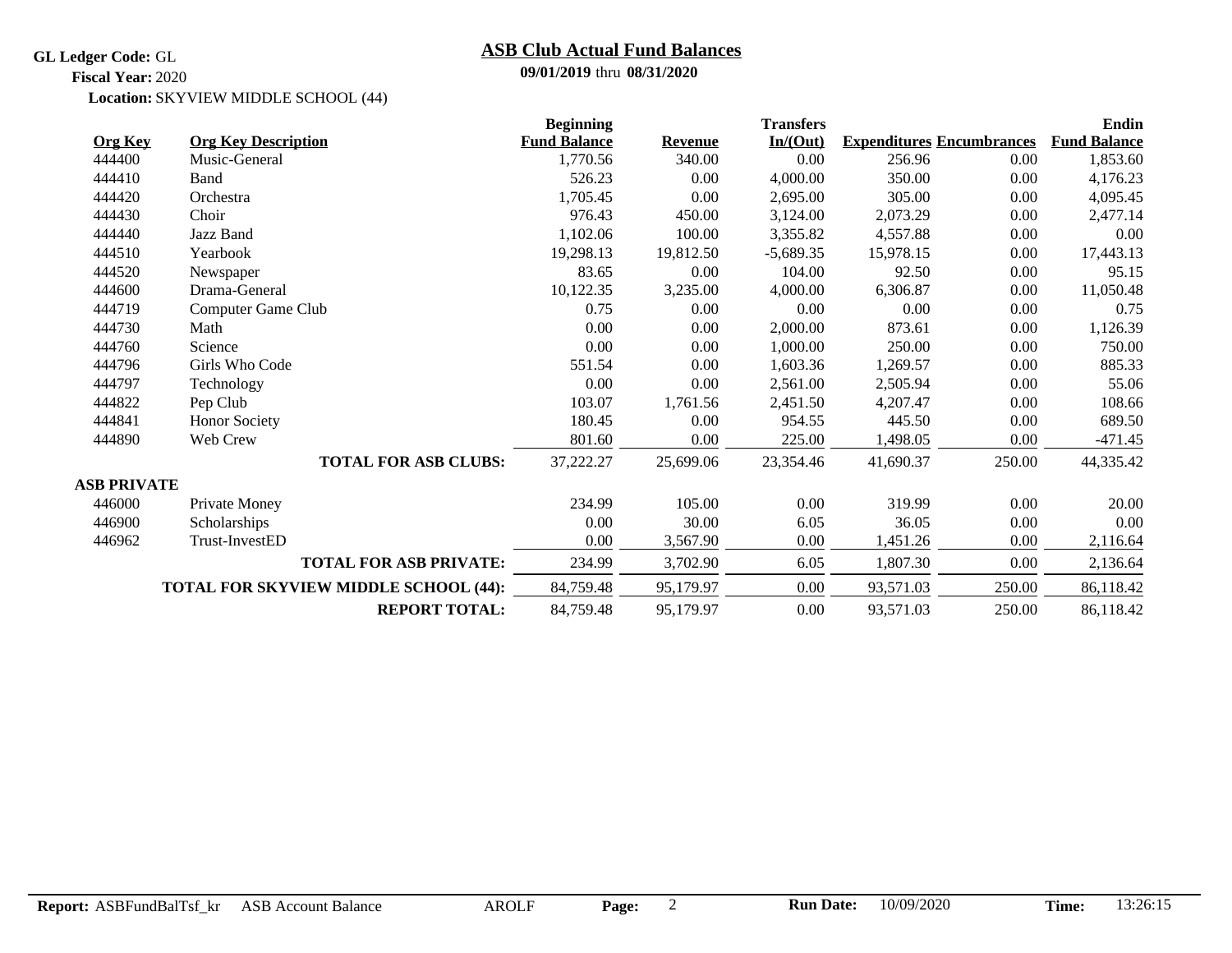**GL Ledger Code:** GL

**Fiscal Year:** 2020

**Location:** SKYVIEW MIDDLE SCHOOL (44)

## ASB Club Actual Fund Balances

**09/01/2019** thru **08/31/2020**

| Org Key | Org Key Description | Beginning Fund Balance | Revenue | Transfers In/(Out) | Expenditures | Encumbrances | Endin Fund Balance |
|---|---|---|---|---|---|---|---|
| 444400 | Music-General | 1,770.56 | 340.00 | 0.00 | 256.96 | 0.00 | 1,853.60 |
| 444410 | Band | 526.23 | 0.00 | 4,000.00 | 350.00 | 0.00 | 4,176.23 |
| 444420 | Orchestra | 1,705.45 | 0.00 | 2,695.00 | 305.00 | 0.00 | 4,095.45 |
| 444430 | Choir | 976.43 | 450.00 | 3,124.00 | 2,073.29 | 0.00 | 2,477.14 |
| 444440 | Jazz Band | 1,102.06 | 100.00 | 3,355.82 | 4,557.88 | 0.00 | 0.00 |
| 444510 | Yearbook | 19,298.13 | 19,812.50 | -5,689.35 | 15,978.15 | 0.00 | 17,443.13 |
| 444520 | Newspaper | 83.65 | 0.00 | 104.00 | 92.50 | 0.00 | 95.15 |
| 444600 | Drama-General | 10,122.35 | 3,235.00 | 4,000.00 | 6,306.87 | 0.00 | 11,050.48 |
| 444719 | Computer Game Club | 0.75 | 0.00 | 0.00 | 0.00 | 0.00 | 0.75 |
| 444730 | Math | 0.00 | 0.00 | 2,000.00 | 873.61 | 0.00 | 1,126.39 |
| 444760 | Science | 0.00 | 0.00 | 1,000.00 | 250.00 | 0.00 | 750.00 |
| 444796 | Girls Who Code | 551.54 | 0.00 | 1,603.36 | 1,269.57 | 0.00 | 885.33 |
| 444797 | Technology | 0.00 | 0.00 | 2,561.00 | 2,505.94 | 0.00 | 55.06 |
| 444822 | Pep Club | 103.07 | 1,761.56 | 2,451.50 | 4,207.47 | 0.00 | 108.66 |
| 444841 | Honor Society | 180.45 | 0.00 | 954.55 | 445.50 | 0.00 | 689.50 |
| 444890 | Web Crew | 801.60 | 0.00 | 225.00 | 1,498.05 | 0.00 | -471.45 |
| | **TOTAL FOR ASB CLUBS:** | 37,222.27 | 25,699.06 | 23,354.46 | 41,690.37 | 250.00 | 44,335.42 |
| **ASB PRIVATE** | | | | | | | |
| 446000 | Private Money | 234.99 | 105.00 | 0.00 | 319.99 | 0.00 | 20.00 |
| 446900 | Scholarships | 0.00 | 30.00 | 6.05 | 36.05 | 0.00 | 0.00 |
| 446962 | Trust-InvestED | 0.00 | 3,567.90 | 0.00 | 1,451.26 | 0.00 | 2,116.64 |
| | **TOTAL FOR ASB PRIVATE:** | 234.99 | 3,702.90 | 6.05 | 1,807.30 | 0.00 | 2,136.64 |
| | **TOTAL FOR SKYVIEW MIDDLE SCHOOL (44):** | 84,759.48 | 95,179.97 | 0.00 | 93,571.03 | 250.00 | 86,118.42 |
| | **REPORT TOTAL:** | 84,759.48 | 95,179.97 | 0.00 | 93,571.03 | 250.00 | 86,118.42 |

**Report:** ASBFundBalTsf_kr ASB Account Balance AROLF **Run Date:** 10/09/2020 **Time:** 13:26:15